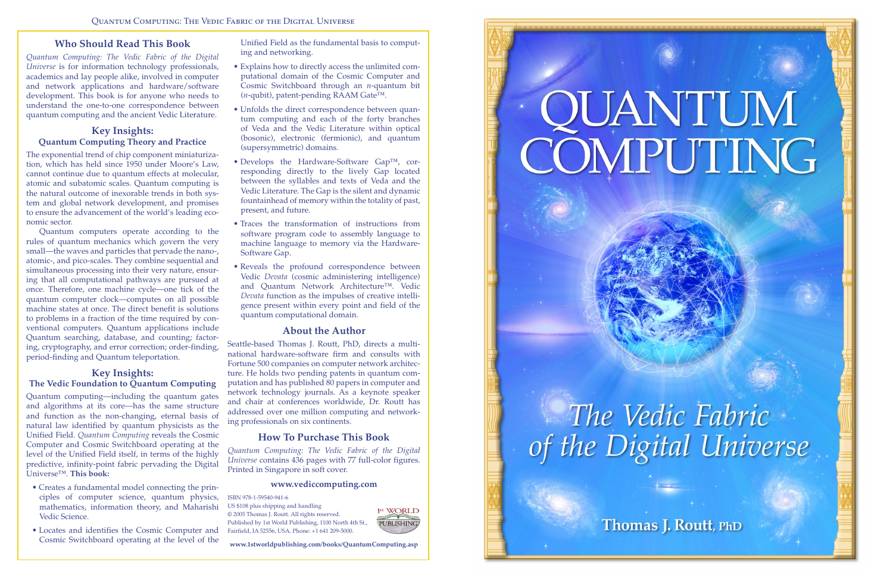## Who Should Read This Book

*Quantum Computing: The Vedic Fabric of the Digital Universe* is for information technology professionals, academics and lay people alike, involved in computer and network applications and hardware/software development. This book is for anyone who needs to understand the one-to-one correspondence between quantum computing and the ancient Vedic Literature.

## Key Insights:

### Quantum Computing Theory and Practice

The exponential trend of chip component miniaturization, which has held since 1950 under Moore's Law, cannot continue due to quantum effects at molecular, atomic and subatomic scales. Quantum computing is the natural outcome of inexorable trends in both system and global network development, and promises to ensure the advancement of the world's leading economic sector.

Quantum computers operate according to the rules of quantum mechanics which govern the very small—the waves and particles that pervade the nano-, atomic-, and pico-scales. They combine sequential and simultaneous processing into their very nature, ensuring that all computational pathways are pursued at once. Therefore, one machine cycle—one tick of the quantum computer clock—computes on all possible machine states at once. The direct benefit is solutions to problems in a fraction of the time required by conventional computers. Quantum applications include Quantum searching, database, and counting; factoring, cryptography, and error correction; order-finding, period-finding and Quantum teleportation.

## Key Insights:

### The Vedic Foundation to Quantum Computing

Quantum computing—including the quantum gates and algorithms at its core—has the same structure and function as the non-changing, eternal basis of natural law identified by quantum physicists as the Unified Field. *Quantum Computing* reveals the Cosmic Computer and Cosmic Switchboard operating at the level of the Unified Field itself, in terms of the highly predictive, infinity-point fabric pervading the Digital Universe™. **This book:**

- Creates a fundamental model connecting the principles of computer science, quantum physics, mathematics, information theory, and Maharishi Vedic Science.
- Locates and identifies the Cosmic Computer and Cosmic Switchboard operating at the level of the Unified Field as the fundamental basis to computing and networking.
- Explains how to directly access the unlimited computational domain of the Cosmic Computer and Cosmic Switchboard through an *n*-quantum bit (*n*-qubit), patent-pending RAAM Gate™.
- Unfolds the direct correspondence between quantum computing and each of the forty branches of Veda and the Vedic Literature within optical (bosonic), electronic (fermionic), and quantum (supersymmetric) domains.
- Develops the Hardware-Software Gap™, corresponding directly to the lively Gap located between the syllables and texts of Veda and the Vedic Literature. The Gap is the silent and dynamic fountainhead of memory within the totality of past, present, and future.
- Traces the transformation of instructions from software program code to assembly language to machine language to memory via the Hardware-Software Gap.
- Reveals the profound correspondence between Vedic *Devata* (cosmic administering intelligence) and Quantum Network Architecture™. Vedic *Devata* function as the impulses of creative intelligence present within every point and field of the quantum computational domain.

## About the Author

Seattle-based Thomas J. Routt, PhD, directs a multinational hardware-software firm and consults with Fortune 500 companies on computer network architecture. He holds two pending patents in quantum computation and has published 80 papers in computer and network technology journals. As a keynote speaker and chair at conferences worldwide, Dr. Routt has addressed over one million computing and networking professionals on six continents.

## How To Purchase This Book

*Quantum Computing: The Vedic Fabric of the Digital Universe* contains 436 pages with 77 full-color figures. Printed in Singapore in soft cover.

**www.vediccomputing.com**

ISBN 978-1-59540-941-6
US $108 plus shipping and handling
© 2005 Thomas J. Routt. All rights reserved.
Published by 1st World Publishing, 1100 North 4th St., Fairfield, IA 52556, USA. Phone: +1 641 209-5000.

1st WORLD PUBLISHING

**www.1stworldpublishing.com/books/QuantumComputing.asp**

# QUANTUM COMPUTING

## *The Vedic Fabric of the Digital Universe*

**Thomas J. Routt, PhD**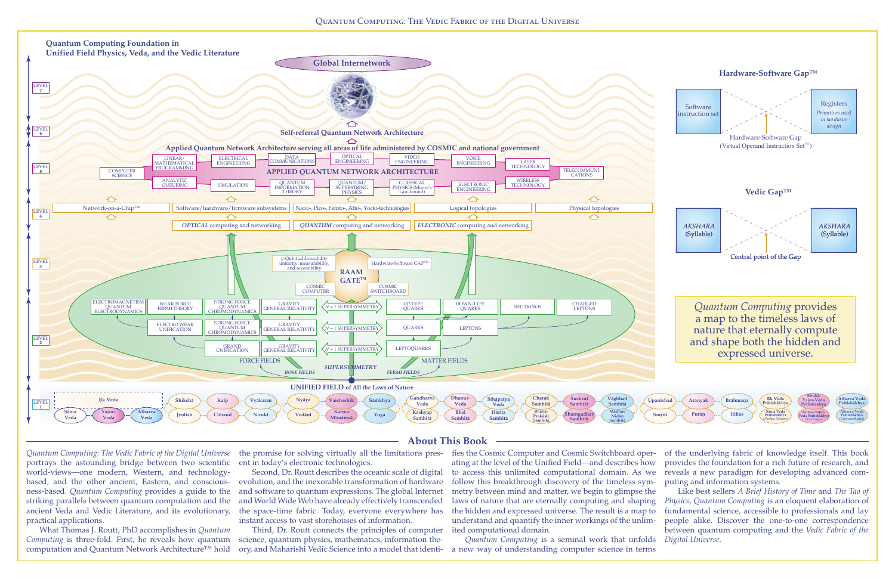# Quantum Computing: The Vedic Fabric of the Digital Universe

**Quantum Computing Foundation in Unified Field Physics, Veda, and the Vedic Literature**

Global Internetwork

Self-referral Quantum Network Architecture

Applied Quantum Network Architecture serving all areas of life administered by COSMIC and national government

APPLIED QUANTUM NETWORK ARCHITECTURE

COMPUTER SCIENCE · LINEAR/MATHEMATICAL PROGRAMMING · ANALYTIC QUEUEING · ELECTRICAL ENGINEERING · SIMULATION · DATA COMMUNICATIONS · QUANTUM INFORMATION THEORY · OPTICAL ENGINEERING · QUANTUM/SUPERSTRING PHYSICS · VIDEO ENGINEERING · CLASSICAL PHYSICS (Moore's Law-bound) · VOICE ENGINEERING · ELECTRONIC ENGINEERING · LASER TECHNOLOGY · WIRELESS TECHNOLOGY · TELECOMMUNI-CATIONS

Network-on-a-Chip™ · Software/hardware/firmware subsystems · Nano-, Pico-, Femto-, Atto-, Yocto-technologies · Logical topologies · Physical topologies

*OPTICAL* computing and networking · *QUANTUM* computing and networking · *ELECTRONIC* computing and networking

*n*-Qubit addressability unitarity, measurability, and reversibility · Hardware-Software GAP™ · RAAM GATE™ · COSMIC COMPUTER · COSMIC SWITCHBOARD

ELECTROMAGNETISM QUANTUM ELECTRODYNAMICS · WEAK FORCE FERMI THEORY · STRONG FORCE QUANTUM CHROMODYNAMICS · GRAVITY GENERAL RELATIVITY · $N = 1$ SUPERSYMMETRY · UP-TYPE QUARKS · DOWN-TYPE QUARKS · NEUTRINOS · CHARGED LEPTONS

ELECTRO WEAK UNIFICATION · STRONG FORCE QUANTUM CHROMODYNAMICS · GRAVITY GENERAL RELATIVITY · $N = 1$ SUPERSYMMETRY · QUARKS · LEPTONS

GRAND UNIFICATION · GRAVITY GENERAL RELATIVITY · $N = 1$ SUPERSYMMETRY · LEPTOQUARKS

FORCE FIELDS · SUPERSYMMETRY · MATTER FIELDS · BOSE FIELDS · FERMI FIELDS

UNIFIED FIELD of All the Laws of Nature

Ṛk Veda · Sāma Veda · Yajur-Veda · Atharva Veda · Shikshā · Jyotish · Kalp · Chhand · Vyākaran · Nirukt · Nyāya · Vedānt · Vaisheshik · Karma Mīmāṁsā · Sāṁkhya · Yoga · Gandharva Veda · Kāshyap Saṁhitā · Dhanur-Veda · Bhel Saṁhitā · Sthāpatya Veda · Hārīta Saṁhitā · Charak Saṁhitā · Bhāva-Prakāsh Saṁhitā · Sushrut Saṁhitā · Shārṅgadhar Saṁhitā · Vāgbhatt Saṁhitā · Mādhav Nidān Saṁhitā · Upanishad · Smṛiti · Āraṇyak · Purān · Brāhmana · Itihās · Ṛk Veda Prātishākhya · Sāma Veda Prātishākhya (Pushpa Sūtram) · Shukl-Yajur-Veda Prātishākhya · Krishn-Yajur-Veda Prātishākhya (Taittirīya) · Atharva Veda Prātishākhya · Atharva Veda Prātishākhya (Chaturadhyāyī)

LEVEL 1 · LEVEL 2 · LEVEL 3 · LEVEL 4 · LEVEL 5 · LEVEL 6 · LEVEL 7

**Hardware-Software Gap™**

Software instruction set · Registers *Primitives used in hardware design*

Hardware-Software Gap (Virtual Operand Instruction Set™)

**Vedic Gap™**

*AKSHARA* (Syllable) · *AKSHARA* (Syllable)

Central point of the Gap

*Quantum Computing* provides a map to the timeless laws of nature that eternally compute and shape both the hidden and expressed universe.

## About This Book

*Quantum Computing: The Vedic Fabric of the Digital Universe* portrays the astounding bridge between two scientific world-views—one modern, Western, and technology-based, and the other ancient, Eastern, and consciousness-based. *Quantum Computing* provides a guide to the striking parallels between quantum computation and the ancient Veda and Vedic Literature, and its evolutionary, practical applications.

What Thomas J. Routt, PhD accomplishes in *Quantum Computing* is three-fold. First, he reveals how quantum computation and Quantum Network Architecture™ hold the promise for solving virtually all the limitations present in today's electronic technologies.

Second, Dr. Routt describes the oceanic scale of digital evolution, and the inexorable transformation of hardware and software to quantum expressions. The global Internet and World Wide Web have already effectively transcended the space-time fabric. Today, everyone everywhere has instant access to vast storehouses of information.

Third, Dr. Routt connects the principles of computer science, quantum physics, mathematics, information theory, and Maharishi Vedic Science into a model that identifies the Cosmic Computer and Cosmic Switchboard operating at the level of the Unified Field—and describes how to access this unlimited computational domain. As we follow this breakthrough discovery of the timeless symmetry between mind and matter, we begin to glimpse the laws of nature that are eternally computing and shaping the hidden and expressed universe. The result is a map to understand and quantify the inner workings of the unlimited computational domain.

*Quantum Computing* is a seminal work that unfolds a new way of understanding computer science in terms of the underlying fabric of knowledge itself. This book provides the foundation for a rich future of research, and reveals a new paradigm for developing advanced computing and information systems.

Like best sellers *A Brief History of Time* and *The Tao of Physics*, *Quantum Computing* is an eloquent elaboration of fundamental science, accessible to professionals and lay people alike. Discover the one-to-one correspondence between quantum computing and the *Vedic Fabric of the Digital Universe*.